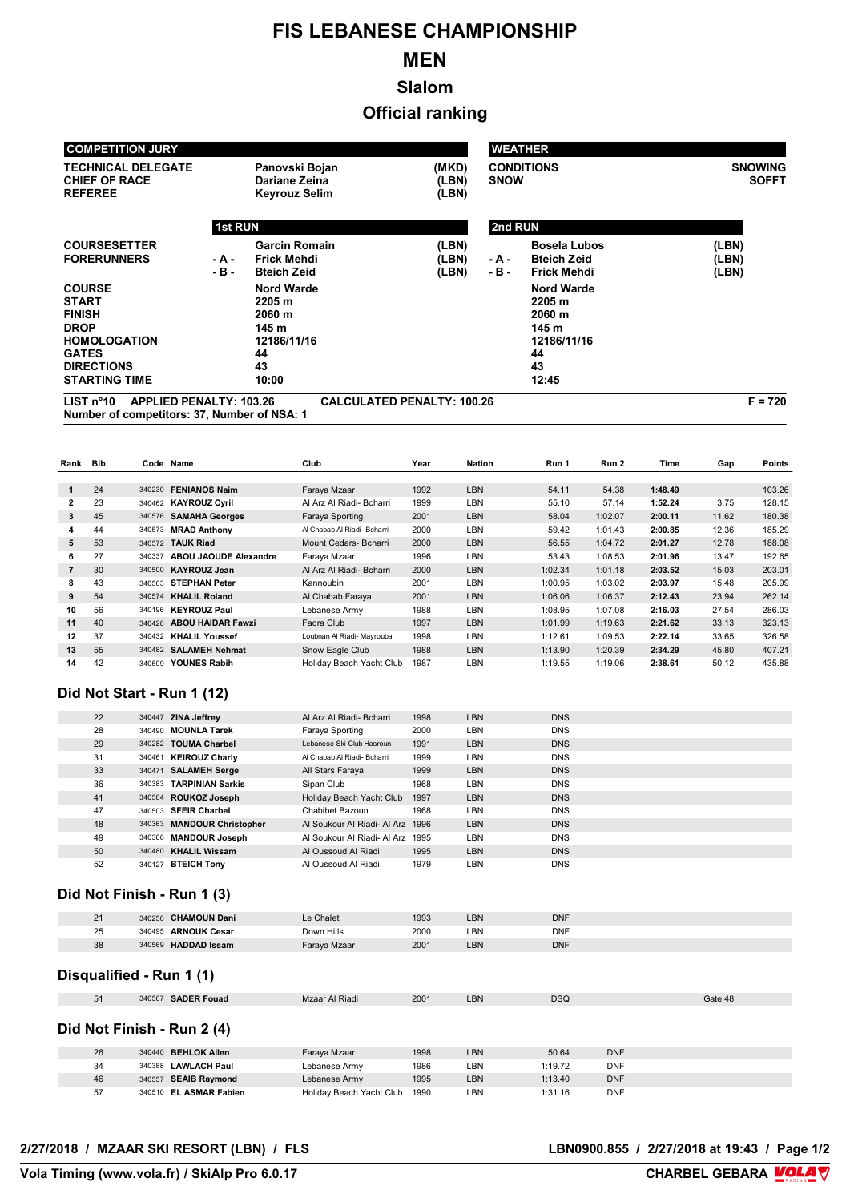# FIS LEBANESE CHAMPIONSHIP

# MEN

## Slalom

## Official ranking

| COMPETITION JURY | | |
|---|---|---|
| TECHNICAL DELEGATE | Panovski Bojan | (MKD) |
| CHIEF OF RACE | Dariane Zeina | (LBN) |
| REFEREE | Keyrouz Selim | (LBN) |

| WEATHER | |
|---|---|
| CONDITIONS | SNOWING |
| SNOW | SOFFT |

| | 1st RUN | | 2nd RUN | |
|---|---|---|---|---|
| COURSESETTER | Garcin Romain | (LBN) | Bosela Lubos | (LBN) |
| FORERUNNERS - A - | Frick Mehdi | (LBN) | Bteich Zeid | (LBN) |
| FORERUNNERS - B - | Bteich Zeid | (LBN) | Frick Mehdi | (LBN) |
| COURSE | Nord Warde | | Nord Warde | |
| START | 2205 m | | 2205 m | |
| FINISH | 2060 m | | 2060 m | |
| DROP | 145 m | | 145 m | |
| HOMOLOGATION | 12186/11/16 | | 12186/11/16 | |
| GATES | 44 | | 44 | |
| DIRECTIONS | 43 | | 43 | |
| STARTING TIME | 10:00 | | 12:45 | |

LIST n°10 APPLIED PENALTY: 103.26 CALCULATED PENALTY: 100.26 F = 720

Number of competitors: 37, Number of NSA: 1

| Rank | Bib | Code | Name | Club | Year | Nation | Run 1 | Run 2 | Time | Gap | Points |
|---|---|---|---|---|---|---|---|---|---|---|---|
| 1 | 24 | 340230 | FENIANOS Naim | Faraya Mzaar | 1992 | LBN | 54.11 | 54.38 | 1:48.49 | | 103.26 |
| 2 | 23 | 340462 | KAYROUZ Cyril | Al Arz Al Riadi- Bcharri | 1999 | LBN | 55.10 | 57.14 | 1:52.24 | 3.75 | 128.15 |
| 3 | 45 | 340576 | SAMAHA Georges | Faraya Sporting | 2001 | LBN | 58.04 | 1:02.07 | 2:00.11 | 11.62 | 180.38 |
| 4 | 44 | 340573 | MRAD Anthony | Al Chabab Al Riadi- Bcharri | 2000 | LBN | 59.42 | 1:01.43 | 2:00.85 | 12.36 | 185.29 |
| 5 | 53 | 340572 | TAUK Riad | Mount Cedars- Bcharri | 2000 | LBN | 56.55 | 1:04.72 | 2:01.27 | 12.78 | 188.08 |
| 6 | 27 | 340337 | ABOU JAOUDE Alexandre | Faraya Mzaar | 1996 | LBN | 53.43 | 1:08.53 | 2:01.96 | 13.47 | 192.65 |
| 7 | 30 | 340500 | KAYROUZ Jean | Al Arz Al Riadi- Bcharri | 2000 | LBN | 1:02.34 | 1:01.18 | 2:03.52 | 15.03 | 203.01 |
| 8 | 43 | 340563 | STEPHAN Peter | Kannoubin | 2001 | LBN | 1:00.95 | 1:03.02 | 2:03.97 | 15.48 | 205.99 |
| 9 | 54 | 340574 | KHALIL Roland | Al Chabab Faraya | 2001 | LBN | 1:06.06 | 1:06.37 | 2:12.43 | 23.94 | 262.14 |
| 10 | 56 | 340196 | KEYROUZ Paul | Lebanese Army | 1988 | LBN | 1:08.95 | 1:07.08 | 2:16.03 | 27.54 | 286.03 |
| 11 | 40 | 340428 | ABOU HAIDAR Fawzi | Faqra Club | 1997 | LBN | 1:01.99 | 1:19.63 | 2:21.62 | 33.13 | 323.13 |
| 12 | 37 | 340432 | KHALIL Youssef | Loubnan Al Riadi- Mayrouba | 1998 | LBN | 1:12.61 | 1:09.53 | 2:22.14 | 33.65 | 326.58 |
| 13 | 55 | 340482 | SALAMEH Nehmat | Snow Eagle Club | 1988 | LBN | 1:13.90 | 1:20.39 | 2:34.29 | 45.80 | 407.21 |
| 14 | 42 | 340509 | YOUNES Rabih | Holiday Beach Yacht Club | 1987 | LBN | 1:19.55 | 1:19.06 | 2:38.61 | 50.12 | 435.88 |

## Did Not Start - Run 1 (12)

| Bib | Code | Name | Club | Year | Nation | Run 1 |
|---|---|---|---|---|---|---|
| 22 | 340447 | ZINA Jeffrey | Al Arz Al Riadi- Bcharri | 1998 | LBN | DNS |
| 28 | 340490 | MOUNLA Tarek | Faraya Sporting | 2000 | LBN | DNS |
| 29 | 340282 | TOUMA Charbel | Lebanese Ski Club Hasroun | 1991 | LBN | DNS |
| 31 | 340461 | KEIROUZ Charly | Al Chabab Al Riadi- Bcharri | 1999 | LBN | DNS |
| 33 | 340471 | SALAMEH Serge | All Stars Faraya | 1999 | LBN | DNS |
| 36 | 340383 | TARPINIAN Sarkis | Sipan Club | 1968 | LBN | DNS |
| 41 | 340564 | ROUKOZ Joseph | Holiday Beach Yacht Club | 1997 | LBN | DNS |
| 47 | 340503 | SFEIR Charbel | Chabibet Bazoun | 1968 | LBN | DNS |
| 48 | 340363 | MANDOUR Christopher | Al Soukour Al Riadi- Al Arz | 1996 | LBN | DNS |
| 49 | 340366 | MANDOUR Joseph | Al Soukour Al Riadi- Al Arz | 1995 | LBN | DNS |
| 50 | 340480 | KHALIL Wissam | Al Oussoud Al Riadi | 1995 | LBN | DNS |
| 52 | 340127 | BTEICH Tony | Al Oussoud Al Riadi | 1979 | LBN | DNS |

## Did Not Finish - Run 1 (3)

| Bib | Code | Name | Club | Year | Nation | Run 1 |
|---|---|---|---|---|---|---|
| 21 | 340250 | CHAMOUN Dani | Le Chalet | 1993 | LBN | DNF |
| 25 | 340495 | ARNOUK Cesar | Down Hills | 2000 | LBN | DNF |
| 38 | 340569 | HADDAD Issam | Faraya Mzaar | 2001 | LBN | DNF |

## Disqualified - Run 1 (1)

| Bib | Code | Name | Club | Year | Nation | Run 1 | |
|---|---|---|---|---|---|---|---|
| 51 | 340567 | SADER Fouad | Mzaar Al Riadi | 2001 | LBN | DSQ | Gate 48 |

## Did Not Finish - Run 2 (4)

| Bib | Code | Name | Club | Year | Nation | Run 1 | Run 2 |
|---|---|---|---|---|---|---|---|
| 26 | 340440 | BEHLOK Allen | Faraya Mzaar | 1998 | LBN | 50.64 | DNF |
| 34 | 340388 | LAWLACH Paul | Lebanese Army | 1986 | LBN | 1:19.72 | DNF |
| 46 | 340557 | SEAIB Raymond | Lebanese Army | 1995 | LBN | 1:13.40 | DNF |
| 57 | 340510 | EL ASMAR Fabien | Holiday Beach Yacht Club | 1990 | LBN | 1:31.16 | DNF |

2/27/2018 / MZAAR SKI RESORT (LBN) / FLS

LBN0900.855 / 2/27/2018 at 19:43

Vola Timing (www.vola.fr) / SkiAlp Pro 6.0.17

CHARBEL GEBARA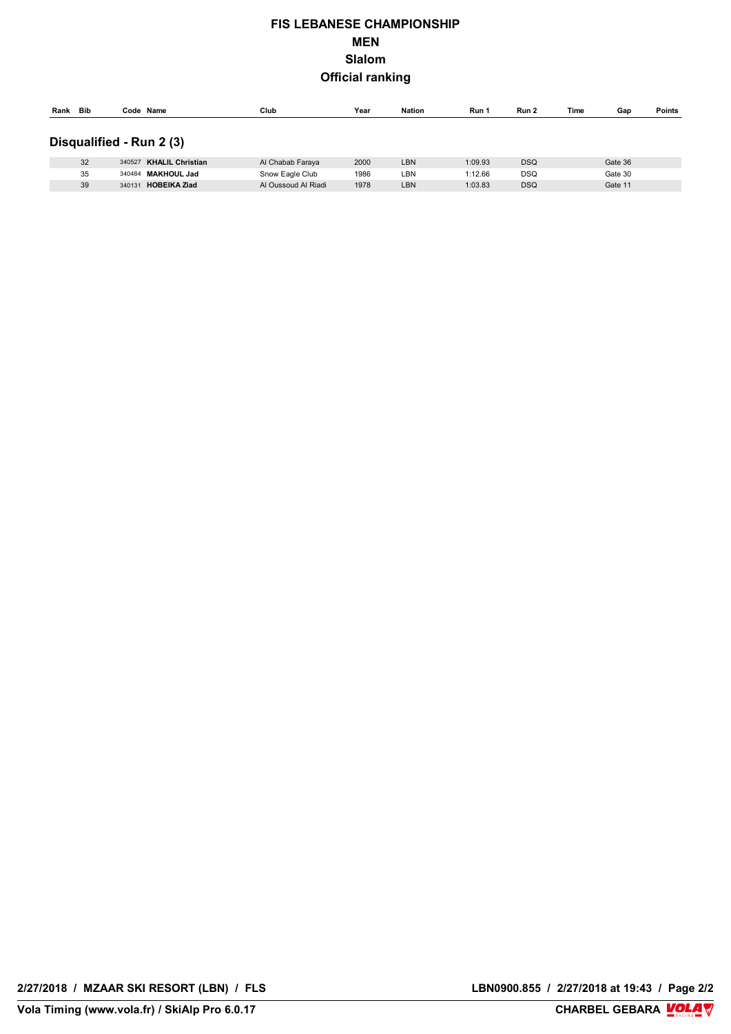# FIS LEBANESE CHAMPIONSHIP
## MEN
## Slalom
## Official ranking

### Disqualified - Run 2 (3)

| Rank | Bib | Code | Name | Club | Year | Nation | Run 1 | Run 2 | Time | Gap | Points |
|---|---|---|---|---|---|---|---|---|---|---|---|
| | 32 | 340527 | **KHALIL Christian** | Al Chabab Faraya | 2000 | LBN | 1:09.93 | DSQ | | Gate 36 | |
| | 35 | 340484 | **MAKHOUL Jad** | Snow Eagle Club | 1986 | LBN | 1:12.66 | DSQ | | Gate 30 | |
| | 39 | 340131 | **HOBEIKA Ziad** | Al Oussoud Al Riadi | 1978 | LBN | 1:03.83 | DSQ | | Gate 11 | |

2/27/2018 / MZAAR SKI RESORT (LBN) / FLS

LBN0900.855 / 2/27/2018 at 19:43

Vola Timing (www.vola.fr) / SkiAlp Pro 6.0.17

CHARBEL GEBARA